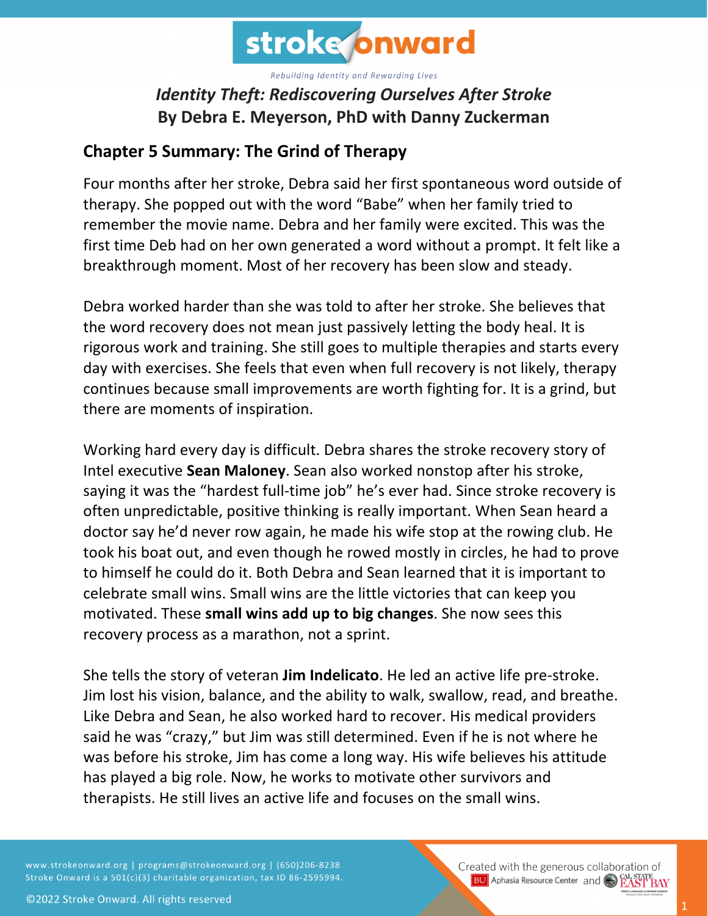# Identity Theft: Rediscovering Ourselves After Stroke
## By Debra E. Meyerson, PhD with Danny Zuckerman

## Chapter 5 Summary: The Grind of Therapy

Four months after her stroke, Debra said her first spontaneous word outside of therapy. She popped out with the word "Babe" when her family tried to remember the movie name. Debra and her family were excited. This was the first time Deb had on her own generated a word without a prompt. It felt like a breakthrough moment. Most of her recovery has been slow and steady.

Debra worked harder than she was told to after her stroke. She believes that the word recovery does not mean just passively letting the body heal. It is rigorous work and training. She still goes to multiple therapies and starts every day with exercises. She feels that even when full recovery is not likely, therapy continues because small improvements are worth fighting for. It is a grind, but there are moments of inspiration.

Working hard every day is difficult. Debra shares the stroke recovery story of Intel executive **Sean Maloney**. Sean also worked nonstop after his stroke, saying it was the "hardest full-time job" he's ever had. Since stroke recovery is often unpredictable, positive thinking is really important. When Sean heard a doctor say he'd never row again, he made his wife stop at the rowing club. He took his boat out, and even though he rowed mostly in circles, he had to prove to himself he could do it. Both Debra and Sean learned that it is important to celebrate small wins. Small wins are the little victories that can keep you motivated. These **small wins add up to big changes**. She now sees this recovery process as a marathon, not a sprint.

She tells the story of veteran **Jim Indelicato**. He led an active life pre-stroke. Jim lost his vision, balance, and the ability to walk, swallow, read, and breathe. Like Debra and Sean, he also worked hard to recover. His medical providers said he was "crazy," but Jim was still determined. Even if he is not where he was before his stroke, Jim has come a long way. His wife believes his attitude has played a big role. Now, he works to motivate other survivors and therapists. He still lives an active life and focuses on the small wins.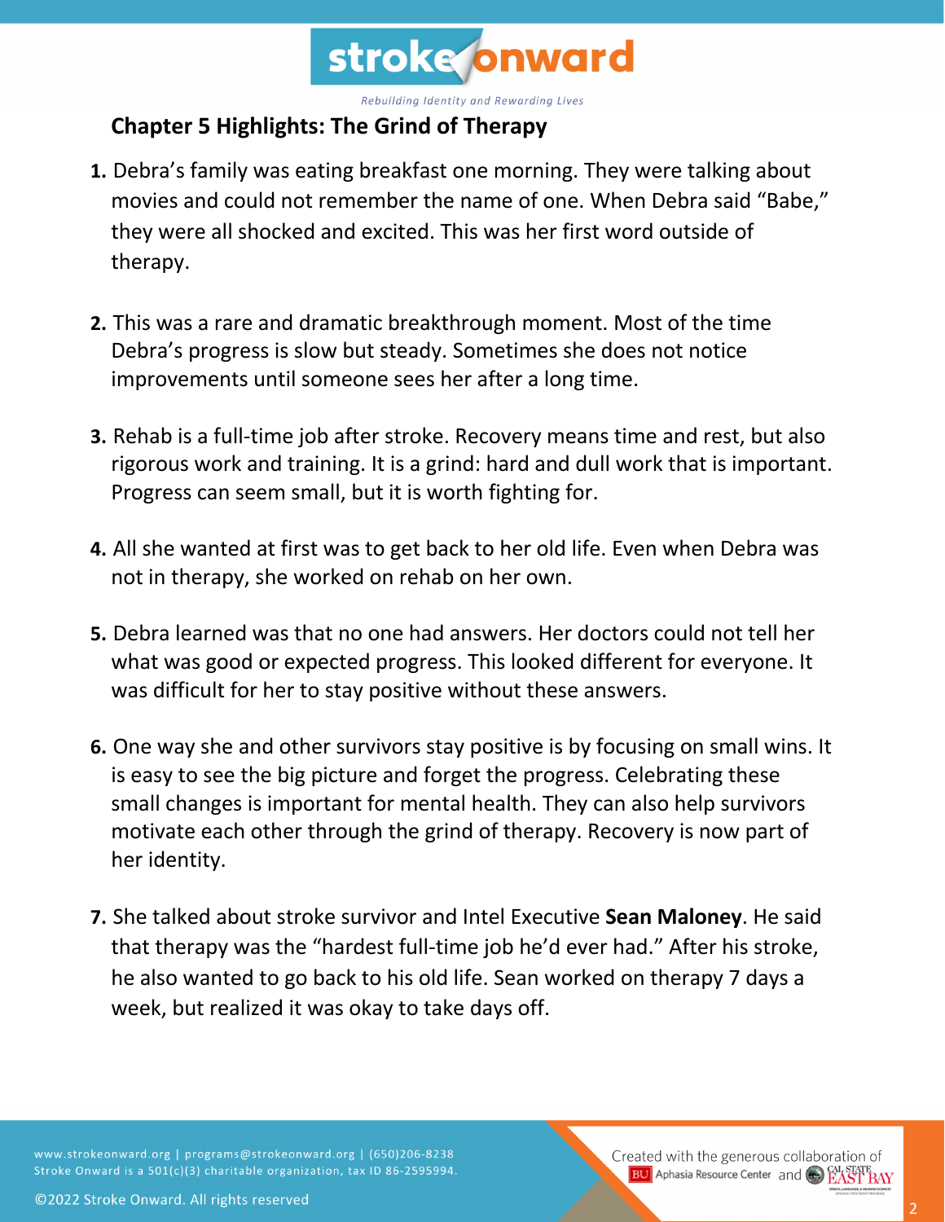## Chapter 5 Highlights: The Grind of Therapy

1. Debra's family was eating breakfast one morning. They were talking about movies and could not remember the name of one. When Debra said "Babe," they were all shocked and excited. This was her first word outside of therapy.

2. This was a rare and dramatic breakthrough moment. Most of the time Debra's progress is slow but steady. Sometimes she does not notice improvements until someone sees her after a long time.

3. Rehab is a full-time job after stroke. Recovery means time and rest, but also rigorous work and training. It is a grind: hard and dull work that is important. Progress can seem small, but it is worth fighting for.

4. All she wanted at first was to get back to her old life. Even when Debra was not in therapy, she worked on rehab on her own.

5. Debra learned was that no one had answers. Her doctors could not tell her what was good or expected progress. This looked different for everyone. It was difficult for her to stay positive without these answers.

6. One way she and other survivors stay positive is by focusing on small wins. It is easy to see the big picture and forget the progress. Celebrating these small changes is important for mental health. They can also help survivors motivate each other through the grind of therapy. Recovery is now part of her identity.

7. She talked about stroke survivor and Intel Executive **Sean Maloney**. He said that therapy was the "hardest full-time job he'd ever had." After his stroke, he also wanted to go back to his old life. Sean worked on therapy 7 days a week, but realized it was okay to take days off.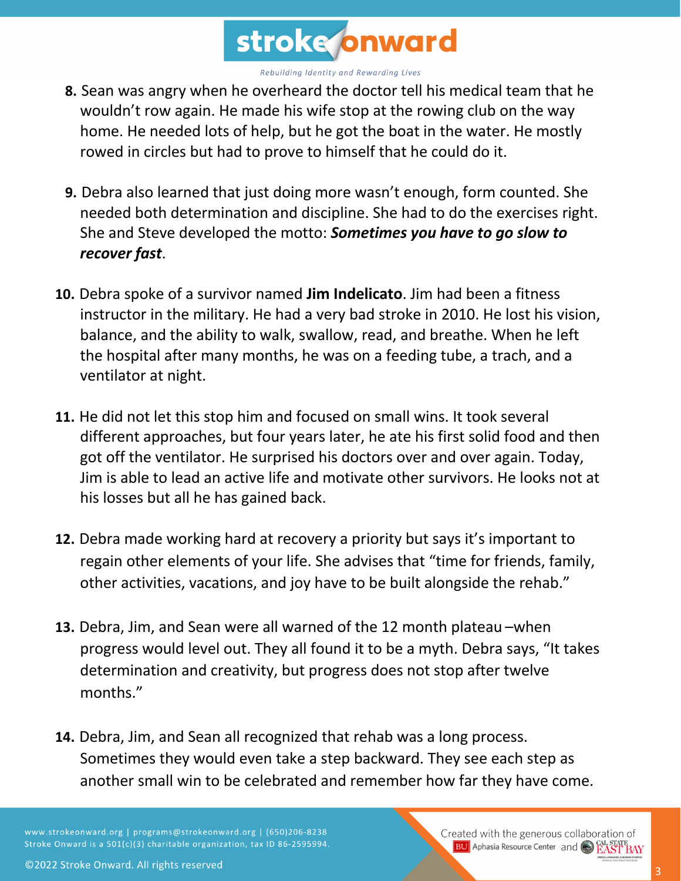8. Sean was angry when he overheard the doctor tell his medical team that he wouldn't row again. He made his wife stop at the rowing club on the way home. He needed lots of help, but he got the boat in the water. He mostly rowed in circles but had to prove to himself that he could do it.

9. Debra also learned that just doing more wasn't enough, form counted. She needed both determination and discipline. She had to do the exercises right. She and Steve developed the motto: ***Sometimes you have to go slow to recover fast***.

10. Debra spoke of a survivor named **Jim Indelicato**. Jim had been a fitness instructor in the military. He had a very bad stroke in 2010. He lost his vision, balance, and the ability to walk, swallow, read, and breathe. When he left the hospital after many months, he was on a feeding tube, a trach, and a ventilator at night.

11. He did not let this stop him and focused on small wins. It took several different approaches, but four years later, he ate his first solid food and then got off the ventilator. He surprised his doctors over and over again. Today, Jim is able to lead an active life and motivate other survivors. He looks not at his losses but all he has gained back.

12. Debra made working hard at recovery a priority but says it's important to regain other elements of your life. She advises that "time for friends, family, other activities, vacations, and joy have to be built alongside the rehab."

13. Debra, Jim, and Sean were all warned of the 12 month plateau –when progress would level out. They all found it to be a myth. Debra says, "It takes determination and creativity, but progress does not stop after twelve months."

14. Debra, Jim, and Sean all recognized that rehab was a long process. Sometimes they would even take a step backward. They see each step as another small win to be celebrated and remember how far they have come.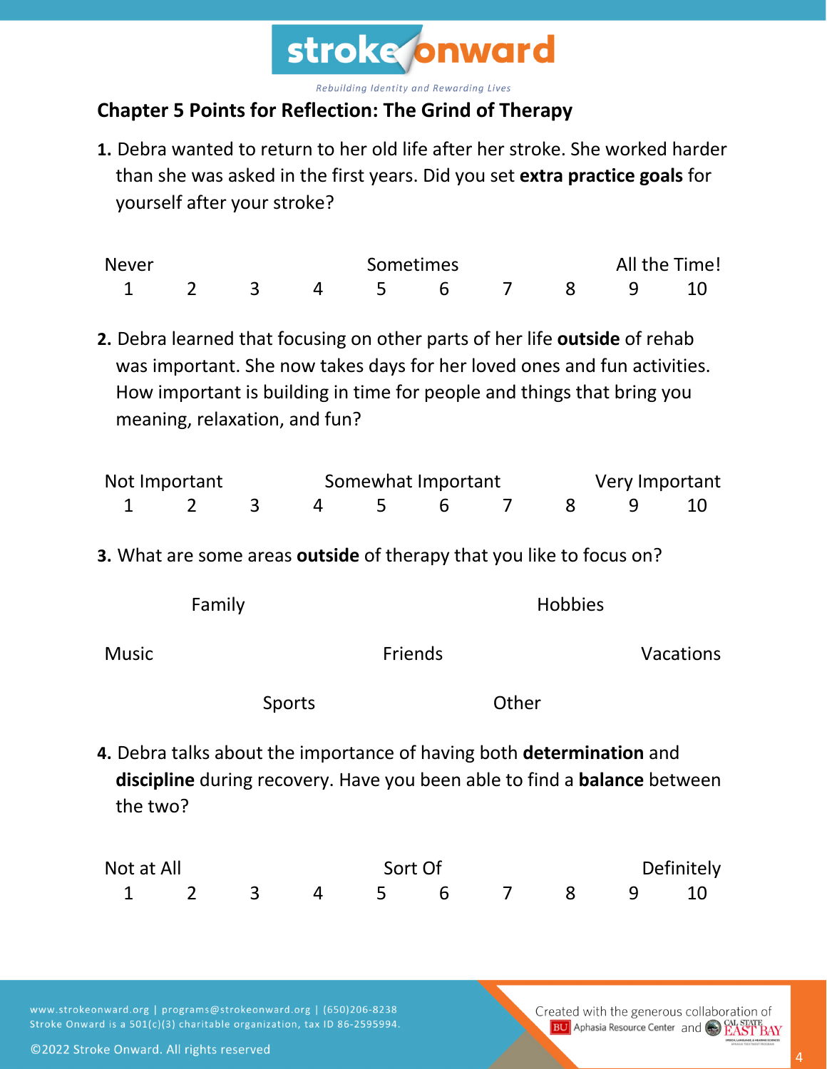## Chapter 5 Points for Reflection: The Grind of Therapy

**1.** Debra wanted to return to her old life after her stroke. She worked harder than she was asked in the first years. Did you set **extra practice goals** for yourself after your stroke?

| Never | | | | Sometimes | | | | All the Time! | |
|---|---|---|---|---|---|---|---|---|---|
| 1 | 2 | 3 | 4 | 5 | 6 | 7 | 8 | 9 | 10 |

**2.** Debra learned that focusing on other parts of her life **outside** of rehab was important. She now takes days for her loved ones and fun activities. How important is building in time for people and things that bring you meaning, relaxation, and fun?

| Not Important | | | | Somewhat Important | | | | Very Important | |
|---|---|---|---|---|---|---|---|---|---|
| 1 | 2 | 3 | 4 | 5 | 6 | 7 | 8 | 9 | 10 |

**3.** What are some areas **outside** of therapy that you like to focus on?

Family

Hobbies

Music

Friends

Vacations

Sports

Other

**4.** Debra talks about the importance of having both **determination** and **discipline** during recovery. Have you been able to find a **balance** between the two?

| Not at All | | | | Sort Of | | | | Definitely | |
|---|---|---|---|---|---|---|---|---|---|
| 1 | 2 | 3 | 4 | 5 | 6 | 7 | 8 | 9 | 10 |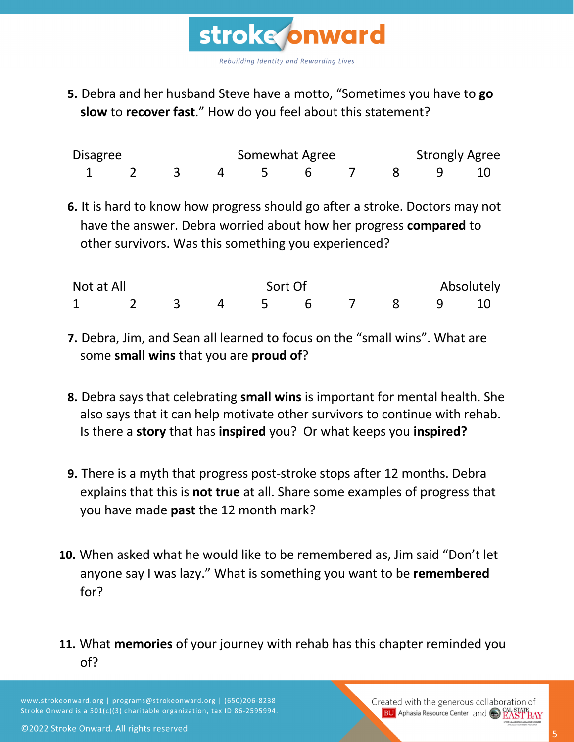**5.** Debra and her husband Steve have a motto, "Sometimes you have to **go slow** to **recover fast**." How do you feel about this statement?

| Disagree | | | | Somewhat Agree | | | | Strongly Agree | |
|---|---|---|---|---|---|---|---|---|---|
| 1 | 2 | 3 | 4 | 5 | 6 | 7 | 8 | 9 | 10 |

**6.** It is hard to know how progress should go after a stroke. Doctors may not have the answer. Debra worried about how her progress **compared** to other survivors. Was this something you experienced?

| Not at All | | | | Sort Of | | | | Absolutely | |
|---|---|---|---|---|---|---|---|---|---|
| 1 | 2 | 3 | 4 | 5 | 6 | 7 | 8 | 9 | 10 |

**7.** Debra, Jim, and Sean all learned to focus on the "small wins". What are some **small wins** that you are **proud of**?

**8.** Debra says that celebrating **small wins** is important for mental health. She also says that it can help motivate other survivors to continue with rehab. Is there a **story** that has **inspired** you? Or what keeps you **inspired?**

**9.** There is a myth that progress post-stroke stops after 12 months. Debra explains that this is **not true** at all. Share some examples of progress that you have made **past** the 12 month mark?

**10.** When asked what he would like to be remembered as, Jim said "Don't let anyone say I was lazy." What is something you want to be **remembered** for?

**11.** What **memories** of your journey with rehab has this chapter reminded you of?

www.strokeonward.org | programs@strokeonward.org | (650)206-8238
Stroke Onward is a 501(c)(3) charitable organization, tax ID 86-2595994.

©2022 Stroke Onward. All rights reserved

Created with the generous collaboration of BU Aphasia Resource Center and Cal State East Bay